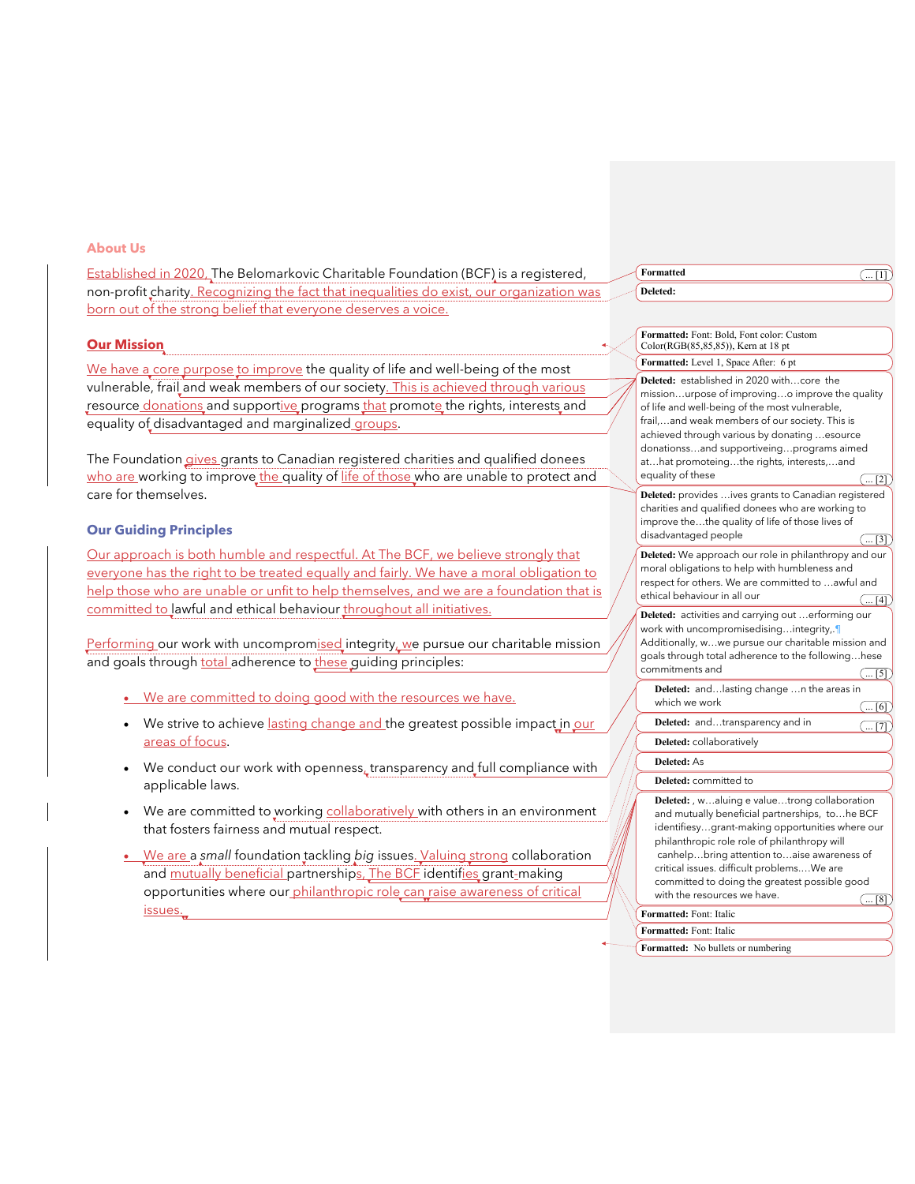## About Us

Established in 2020, The Belomarkovic Charitable Foundation (BCF) is a registered, non-profit charity. Recognizing the fact that inequalities do exist, our organization was born out of the strong belief that everyone deserves a voice.

### **Our Mission**

We have a core purpose to improve the quality of life and well-being of the most vulnerable, frail and weak members of our society. This is achieved through various resource donations and supportive programs that promote the rights, interests and equality of disadvantaged and marginalized groups.

The Foundation gives grants to Canadian registered charities and qualified donees who are working to improve the quality of life of those who are unable to protect and care for themselves.

### Our Guiding Principles

Our approach is both humble and respectful. At The BCF, we believe strongly that everyone has the right to be treated equally and fairly. We have a moral obligation to help those who are unable or unfit to help themselves, and we are a foundation that is committed to lawful and ethical behaviour throughout all initiatives.

Performing our work with uncompromised integrity, we pursue our charitable mission and goals through total adherence to these guiding principles:

- We are committed to doing good with the resources we have.
- We strive to achieve lasting change and the greatest possible impact in our areas of focus.
- We conduct our work with openness, transparency and full compliance with applicable laws.
- We are committed to working collaboratively with others in an environment that fosters fairness and mutual respect.
- We are a *small* foundation tackling *big* issues. Valuing strong collaboration and mutually beneficial partnerships, The BCF identifies grant-making opportunities where our philanthropic role can raise awareness of critical issues.

Formatted ... [1]

Deleted:

Formatted: Font: Bold, Font color: Custom Color(RGB(85,85,85)), Kern at 18 pt

Formatted: Level 1, Space After: 6 pt

Deleted: established in 2020 with…core the mission…urpose of improving…o improve the quality of life and well-being of the most vulnerable, frail,…and weak members of our society. This is achieved through various by donating …esource donationss…and supportiveing…programs aimed at…hat promoteing…the rights, interests,…and equality of these ... [2]

Deleted: provides …ives grants to Canadian registered charities and qualified donees who are working to improve the…the quality of life of those lives of disadvantaged people ... [3]

Deleted: We approach our role in philanthropy and our moral obligations to help with humbleness and respect for others. We are committed to …awful and ethical behaviour in all our ... [4]

Deleted: activities and carrying out …erforming our work with uncompromisedising…integrity,.¶ Additionally, w…we pursue our charitable mission and goals through total adherence to the following…hese commitments and ... [5]

Deleted: and…lasting change …n the areas in which we work ... [6]

Deleted: and…transparency and in ... [7]

Deleted: collaboratively

Deleted: As

Deleted: committed to

Deleted: , w…aluing e value…trong collaboration and mutually beneficial partnerships, to…he BCF identifiesy…grant-making opportunities where our philanthropic role role of philanthropy will canhelp…bring attention to…aise awareness of critical issues. difficult problems….We are committed to doing the greatest possible good with the resources we have. ... [8]

Formatted: Font: Italic

Formatted: Font: Italic

Formatted: No bullets or numbering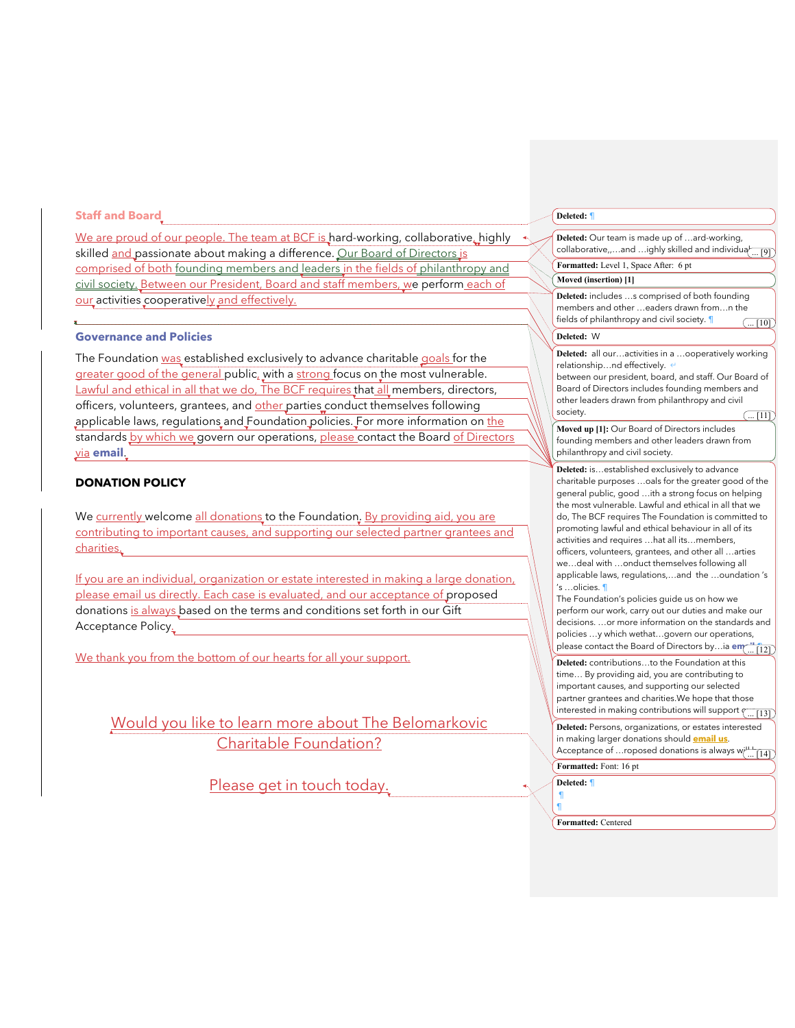## Staff and Board

We are proud of our people. The team at BCF is hard-working, collaborative, highly skilled and passionate about making a difference. Our Board of Directors is comprised of both founding members and leaders in the fields of philanthropy and civil society. Between our President, Board and staff members, we perform each of our activities cooperatively and effectively.

## Governance and Policies

The Foundation was established exclusively to advance charitable goals for the greater good of the general public, with a strong focus on the most vulnerable. Lawful and ethical in all that we do, The BCF requires that all members, directors, officers, volunteers, grantees, and other parties conduct themselves following applicable laws, regulations and Foundation policies. For more information on the standards by which we govern our operations, please contact the Board of Directors via **email**.

## DONATION POLICY

We currently welcome all donations to the Foundation. By providing aid, you are contributing to important causes, and supporting our selected partner grantees and charities.

If you are an individual, organization or estate interested in making a large donation, please email us directly. Each case is evaluated, and our acceptance of proposed donations is always based on the terms and conditions set forth in our Gift Acceptance Policy.

We thank you from the bottom of our hearts for all your support.

Would you like to learn more about The Belomarkovic Charitable Foundation?

Please get in touch today.

---

Deleted: ¶

Deleted: Our team is made up of ...ard-working, collaborative,,...and ...ighly skilled and individual ... [9]

Formatted: Level 1, Space After: 6 pt

Moved (insertion) [1]

Deleted: includes ...s comprised of both founding members and other ...eaders drawn from...n the fields of philanthropy and civil society. ¶ ... [10]

Deleted: W

Deleted: all our...activities in a ...ooperatively working relationship...nd effectively.
between our president, board, and staff. Our Board of Board of Directors includes founding members and other leaders drawn from philanthropy and civil society. ... [11]

Moved up [1]: Our Board of Directors includes founding members and other leaders drawn from philanthropy and civil society.

Deleted: is...established exclusively to advance charitable purposes ...oals for the greater good of the general public, good ...ith a strong focus on helping the most vulnerable. Lawful and ethical in all that we do, The BCF requires The Foundation is committed to promoting lawful and ethical behaviour in all of its activities and requires ...hat all its...members, officers, volunteers, grantees, and other all ...arties we...deal with ...onduct themselves following all applicable laws, regulations,...and the ...oundation 's 's ...olicies. ¶
The Foundation's policies guide us on how we perform our work, carry out our duties and make our decisions. ...or more information on the standards and policies ...y which wethat...govern our operations, please contact the Board of Directors by...ia em ... [12]

Deleted: contributions...to the Foundation at this time... By providing aid, you are contributing to important causes, and supporting our selected partner grantees and charities.We hope that those interested in making contributions will support ... [13]

Deleted: Persons, organizations, or estates interested in making larger donations should **email us**. Acceptance of ...roposed donations is always w ... [14]

Formatted: Font: 16 pt

Deleted: ¶
¶
¶

Formatted: Centered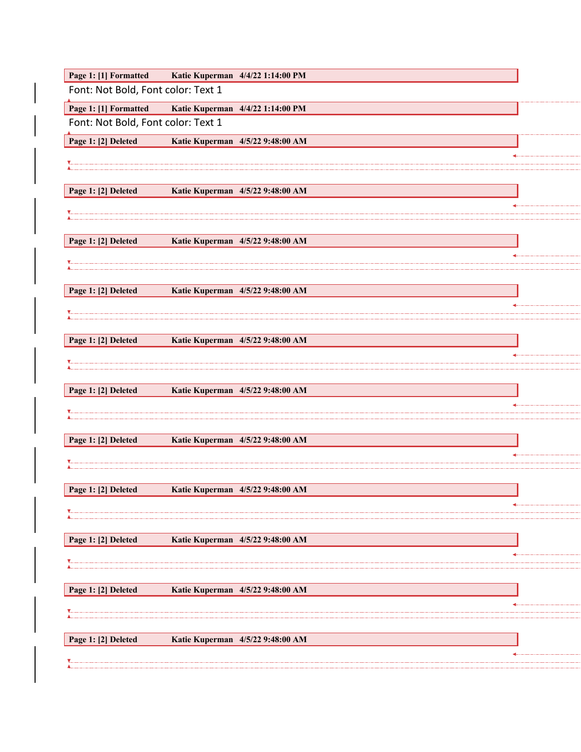**Page 1: [1] Formatted Katie Kuperman 4/4/22 1:14:00 PM**

Font: Not Bold, Font color: Text 1

**Page 1: [1] Formatted Katie Kuperman 4/4/22 1:14:00 PM**

Font: Not Bold, Font color: Text 1

**Page 1: [2] Deleted Katie Kuperman 4/5/22 9:48:00 AM**

**Page 1: [2] Deleted Katie Kuperman 4/5/22 9:48:00 AM**

**Page 1: [2] Deleted Katie Kuperman 4/5/22 9:48:00 AM**

**Page 1: [2] Deleted Katie Kuperman 4/5/22 9:48:00 AM**

**Page 1: [2] Deleted Katie Kuperman 4/5/22 9:48:00 AM**

**Page 1: [2] Deleted Katie Kuperman 4/5/22 9:48:00 AM**

**Page 1: [2] Deleted Katie Kuperman 4/5/22 9:48:00 AM**

**Page 1: [2] Deleted Katie Kuperman 4/5/22 9:48:00 AM**

**Page 1: [2] Deleted Katie Kuperman 4/5/22 9:48:00 AM**

**Page 1: [2] Deleted Katie Kuperman 4/5/22 9:48:00 AM**

**Page 1: [2] Deleted Katie Kuperman 4/5/22 9:48:00 AM**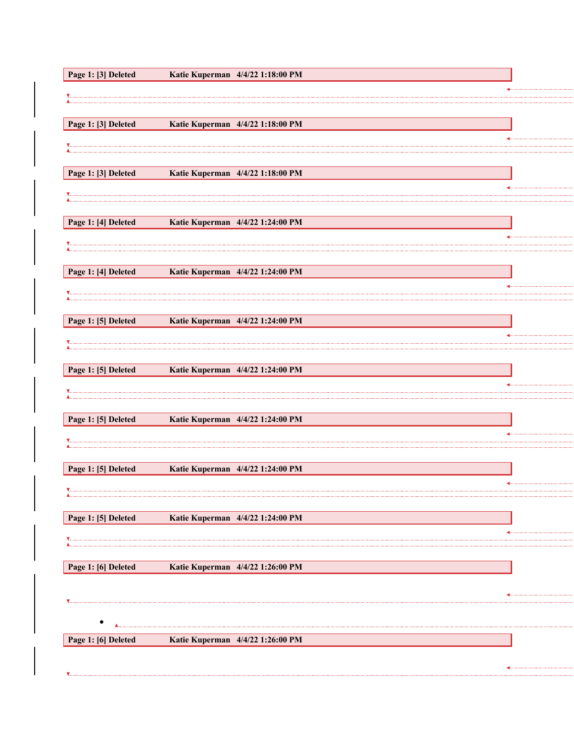**Page 1: [3] Deleted Katie Kuperman 4/4/22 1:18:00 PM**

**Page 1: [3] Deleted Katie Kuperman 4/4/22 1:18:00 PM**

**Page 1: [3] Deleted Katie Kuperman 4/4/22 1:18:00 PM**

**Page 1: [4] Deleted Katie Kuperman 4/4/22 1:24:00 PM**

**Page 1: [4] Deleted Katie Kuperman 4/4/22 1:24:00 PM**

**Page 1: [5] Deleted Katie Kuperman 4/4/22 1:24:00 PM**

**Page 1: [5] Deleted Katie Kuperman 4/4/22 1:24:00 PM**

**Page 1: [5] Deleted Katie Kuperman 4/4/22 1:24:00 PM**

**Page 1: [5] Deleted Katie Kuperman 4/4/22 1:24:00 PM**

**Page 1: [5] Deleted Katie Kuperman 4/4/22 1:24:00 PM**

**Page 1: [6] Deleted Katie Kuperman 4/4/22 1:26:00 PM**

•

**Page 1: [6] Deleted Katie Kuperman 4/4/22 1:26:00 PM**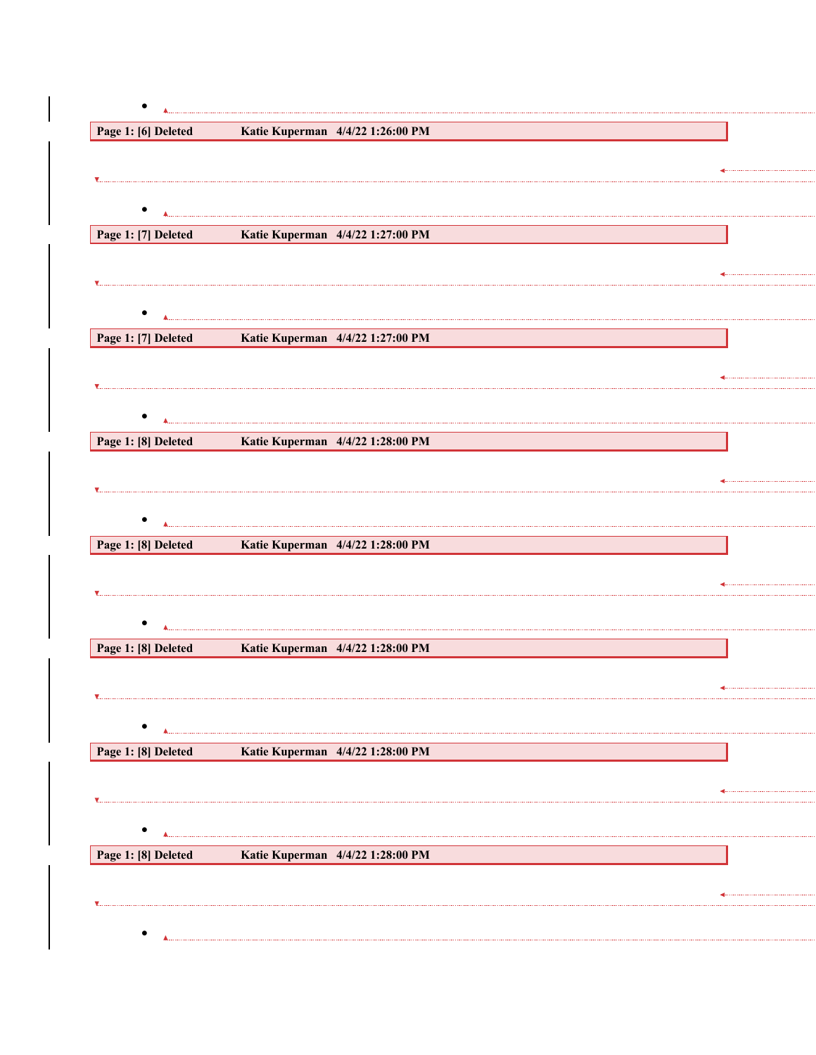- 

**Page 1: [6] Deleted Katie Kuperman 4/4/22 1:26:00 PM**

- 

**Page 1: [7] Deleted Katie Kuperman 4/4/22 1:27:00 PM**

- 

**Page 1: [7] Deleted Katie Kuperman 4/4/22 1:27:00 PM**

- 

**Page 1: [8] Deleted Katie Kuperman 4/4/22 1:28:00 PM**

- 

**Page 1: [8] Deleted Katie Kuperman 4/4/22 1:28:00 PM**

- 

**Page 1: [8] Deleted Katie Kuperman 4/4/22 1:28:00 PM**

- 

**Page 1: [8] Deleted Katie Kuperman 4/4/22 1:28:00 PM**

- 

**Page 1: [8] Deleted Katie Kuperman 4/4/22 1:28:00 PM**

-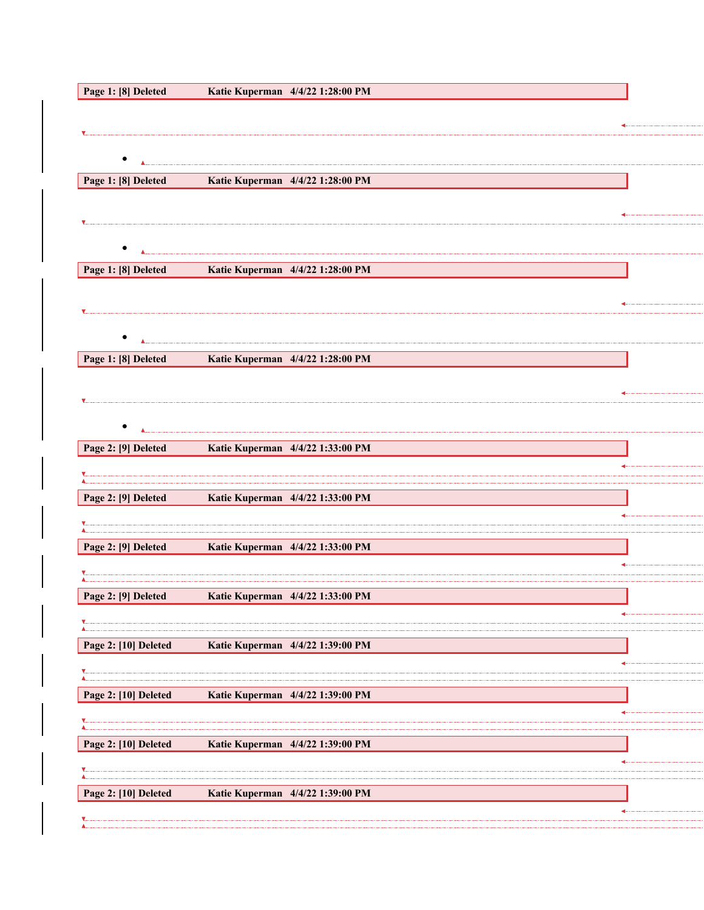**Page 1: [8] Deleted** **Katie Kuperman 4/4/22 1:28:00 PM**

- 

**Page 1: [8] Deleted** **Katie Kuperman 4/4/22 1:28:00 PM**

- 

**Page 1: [8] Deleted** **Katie Kuperman 4/4/22 1:28:00 PM**

- 

**Page 1: [8] Deleted** **Katie Kuperman 4/4/22 1:28:00 PM**

- 

**Page 2: [9] Deleted** **Katie Kuperman 4/4/22 1:33:00 PM**

**Page 2: [9] Deleted** **Katie Kuperman 4/4/22 1:33:00 PM**

**Page 2: [9] Deleted** **Katie Kuperman 4/4/22 1:33:00 PM**

**Page 2: [9] Deleted** **Katie Kuperman 4/4/22 1:33:00 PM**

**Page 2: [10] Deleted** **Katie Kuperman 4/4/22 1:39:00 PM**

**Page 2: [10] Deleted** **Katie Kuperman 4/4/22 1:39:00 PM**

**Page 2: [10] Deleted** **Katie Kuperman 4/4/22 1:39:00 PM**

**Page 2: [10] Deleted** **Katie Kuperman 4/4/22 1:39:00 PM**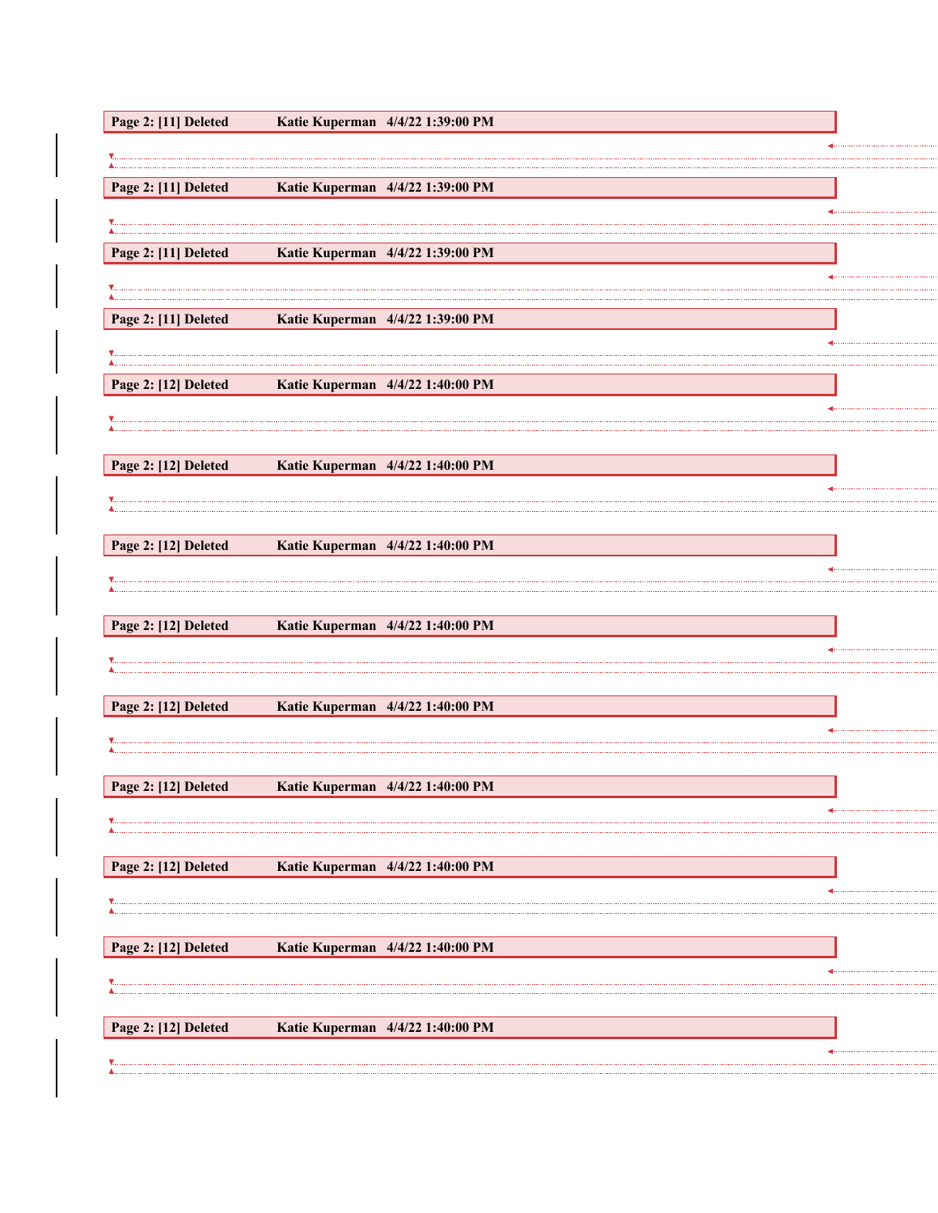Page 2: [11] Deleted Katie Kuperman 4/4/22 1:39:00 PM

Page 2: [11] Deleted Katie Kuperman 4/4/22 1:39:00 PM

Page 2: [11] Deleted Katie Kuperman 4/4/22 1:39:00 PM

Page 2: [11] Deleted Katie Kuperman 4/4/22 1:39:00 PM

Page 2: [12] Deleted Katie Kuperman 4/4/22 1:40:00 PM

Page 2: [12] Deleted Katie Kuperman 4/4/22 1:40:00 PM

Page 2: [12] Deleted Katie Kuperman 4/4/22 1:40:00 PM

Page 2: [12] Deleted Katie Kuperman 4/4/22 1:40:00 PM

Page 2: [12] Deleted Katie Kuperman 4/4/22 1:40:00 PM

Page 2: [12] Deleted Katie Kuperman 4/4/22 1:40:00 PM

Page 2: [12] Deleted Katie Kuperman 4/4/22 1:40:00 PM

Page 2: [12] Deleted Katie Kuperman 4/4/22 1:40:00 PM

Page 2: [12] Deleted Katie Kuperman 4/4/22 1:40:00 PM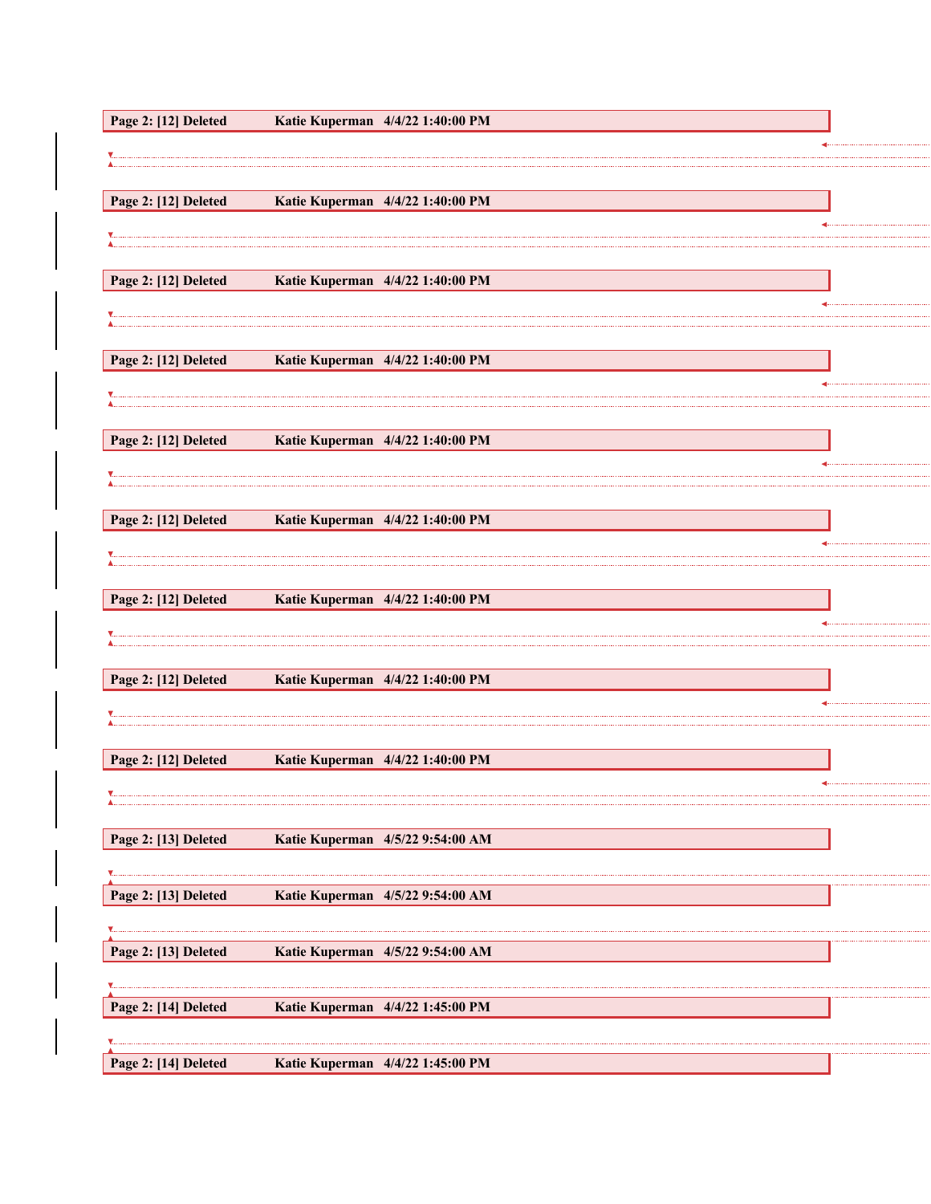**Page 2: [12] Deleted Katie Kuperman 4/4/22 1:40:00 PM**

**Page 2: [12] Deleted Katie Kuperman 4/4/22 1:40:00 PM**

**Page 2: [12] Deleted Katie Kuperman 4/4/22 1:40:00 PM**

**Page 2: [12] Deleted Katie Kuperman 4/4/22 1:40:00 PM**

**Page 2: [12] Deleted Katie Kuperman 4/4/22 1:40:00 PM**

**Page 2: [12] Deleted Katie Kuperman 4/4/22 1:40:00 PM**

**Page 2: [12] Deleted Katie Kuperman 4/4/22 1:40:00 PM**

**Page 2: [12] Deleted Katie Kuperman 4/4/22 1:40:00 PM**

**Page 2: [12] Deleted Katie Kuperman 4/4/22 1:40:00 PM**

**Page 2: [13] Deleted Katie Kuperman 4/5/22 9:54:00 AM**

**Page 2: [13] Deleted Katie Kuperman 4/5/22 9:54:00 AM**

**Page 2: [13] Deleted Katie Kuperman 4/5/22 9:54:00 AM**

**Page 2: [14] Deleted Katie Kuperman 4/4/22 1:45:00 PM**

**Page 2: [14] Deleted Katie Kuperman 4/4/22 1:45:00 PM**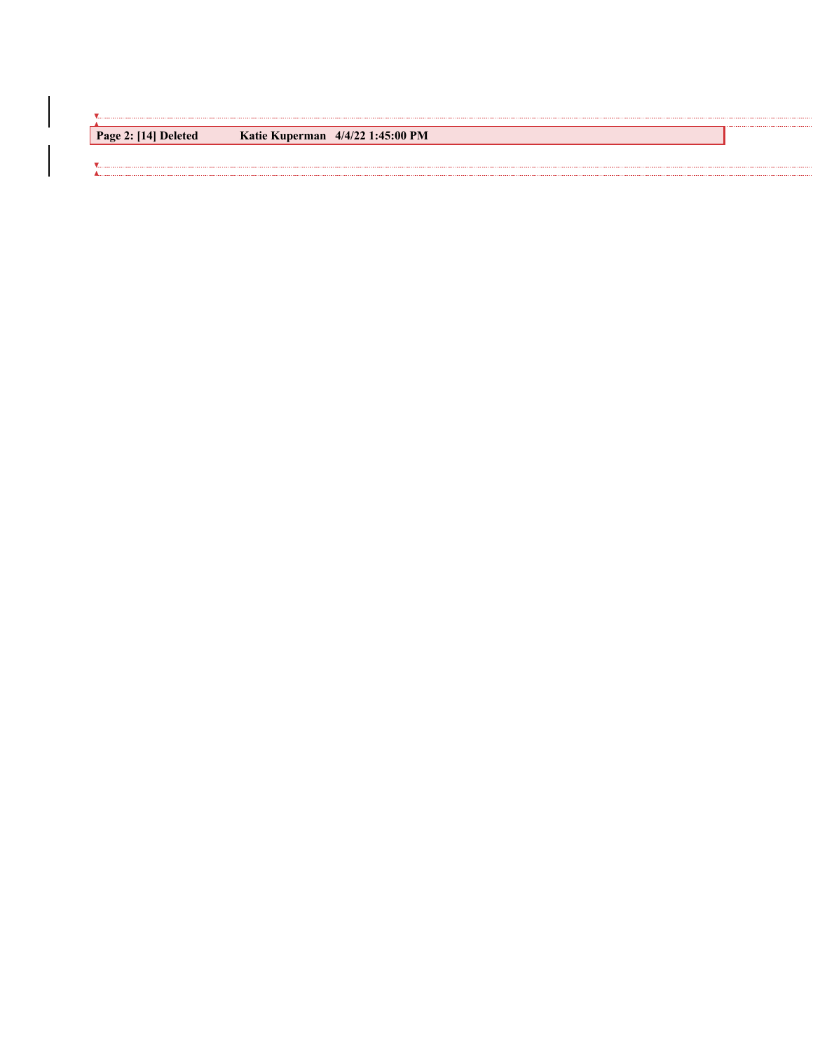**Page 2: [14] Deleted Katie Kuperman 4/4/22 1:45:00 PM**